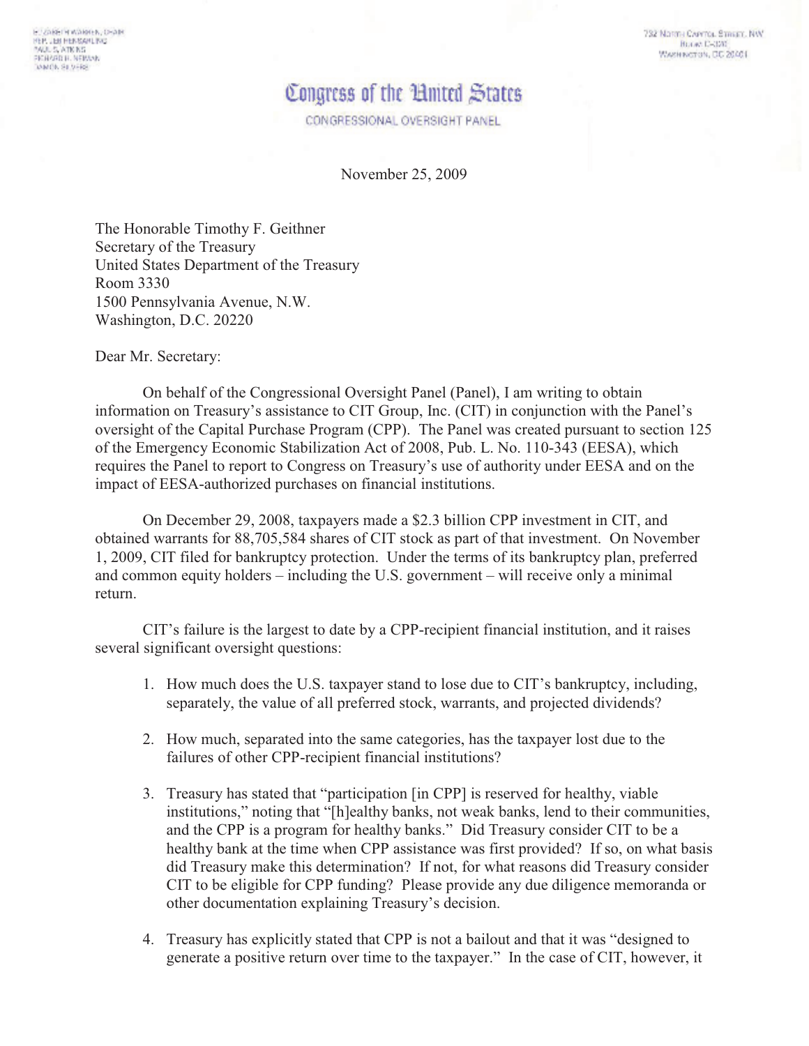ELIZABETH WARREN, CHAIR
REP. JEB HENSARLING
PAUL S. ATKINS
RICHARD H. NEIMAN
DAMON SILVERS

732 NORTH CAPITOL STREET, NW
ROOM C-320
WASHINGTON, DC 20401

# Congress of the United States

CONGRESSIONAL OVERSIGHT PANEL

November 25, 2009

The Honorable Timothy F. Geithner
Secretary of the Treasury
United States Department of the Treasury
Room 3330
1500 Pennsylvania Avenue, N.W.
Washington, D.C. 20220

Dear Mr. Secretary:

On behalf of the Congressional Oversight Panel (Panel), I am writing to obtain information on Treasury's assistance to CIT Group, Inc. (CIT) in conjunction with the Panel's oversight of the Capital Purchase Program (CPP). The Panel was created pursuant to section 125 of the Emergency Economic Stabilization Act of 2008, Pub. L. No. 110-343 (EESA), which requires the Panel to report to Congress on Treasury's use of authority under EESA and on the impact of EESA-authorized purchases on financial institutions.

On December 29, 2008, taxpayers made a $2.3 billion CPP investment in CIT, and obtained warrants for 88,705,584 shares of CIT stock as part of that investment. On November 1, 2009, CIT filed for bankruptcy protection. Under the terms of its bankruptcy plan, preferred and common equity holders – including the U.S. government – will receive only a minimal return.

CIT's failure is the largest to date by a CPP-recipient financial institution, and it raises several significant oversight questions:

1. How much does the U.S. taxpayer stand to lose due to CIT's bankruptcy, including, separately, the value of all preferred stock, warrants, and projected dividends?

2. How much, separated into the same categories, has the taxpayer lost due to the failures of other CPP-recipient financial institutions?

3. Treasury has stated that "participation [in CPP] is reserved for healthy, viable institutions," noting that "[h]ealthy banks, not weak banks, lend to their communities, and the CPP is a program for healthy banks." Did Treasury consider CIT to be a healthy bank at the time when CPP assistance was first provided? If so, on what basis did Treasury make this determination? If not, for what reasons did Treasury consider CIT to be eligible for CPP funding? Please provide any due diligence memoranda or other documentation explaining Treasury's decision.

4. Treasury has explicitly stated that CPP is not a bailout and that it was "designed to generate a positive return over time to the taxpayer." In the case of CIT, however, it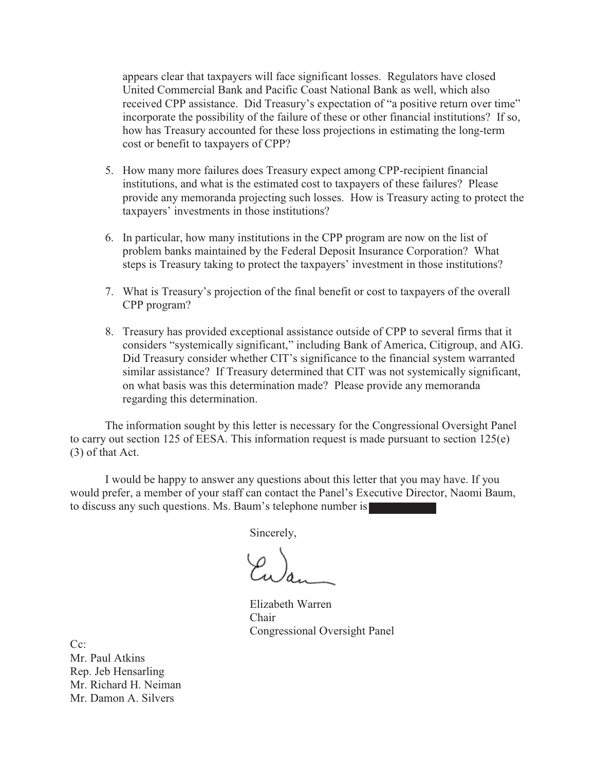appears clear that taxpayers will face significant losses. Regulators have closed United Commercial Bank and Pacific Coast National Bank as well, which also received CPP assistance. Did Treasury's expectation of "a positive return over time" incorporate the possibility of the failure of these or other financial institutions? If so, how has Treasury accounted for these loss projections in estimating the long-term cost or benefit to taxpayers of CPP?

5. How many more failures does Treasury expect among CPP-recipient financial institutions, and what is the estimated cost to taxpayers of these failures? Please provide any memoranda projecting such losses. How is Treasury acting to protect the taxpayers' investments in those institutions?

6. In particular, how many institutions in the CPP program are now on the list of problem banks maintained by the Federal Deposit Insurance Corporation? What steps is Treasury taking to protect the taxpayers' investment in those institutions?

7. What is Treasury's projection of the final benefit or cost to taxpayers of the overall CPP program?

8. Treasury has provided exceptional assistance outside of CPP to several firms that it considers "systemically significant," including Bank of America, Citigroup, and AIG. Did Treasury consider whether CIT's significance to the financial system warranted similar assistance? If Treasury determined that CIT was not systemically significant, on what basis was this determination made? Please provide any memoranda regarding this determination.

The information sought by this letter is necessary for the Congressional Oversight Panel to carry out section 125 of EESA. This information request is made pursuant to section 125(e)(3) of that Act.

I would be happy to answer any questions about this letter that you may have. If you would prefer, a member of your staff can contact the Panel's Executive Director, Naomi Baum, to discuss any such questions. Ms. Baum's telephone number is

Sincerely,

Elizabeth Warren
Chair
Congressional Oversight Panel

Cc:
Mr. Paul Atkins
Rep. Jeb Hensarling
Mr. Richard H. Neiman
Mr. Damon A. Silvers